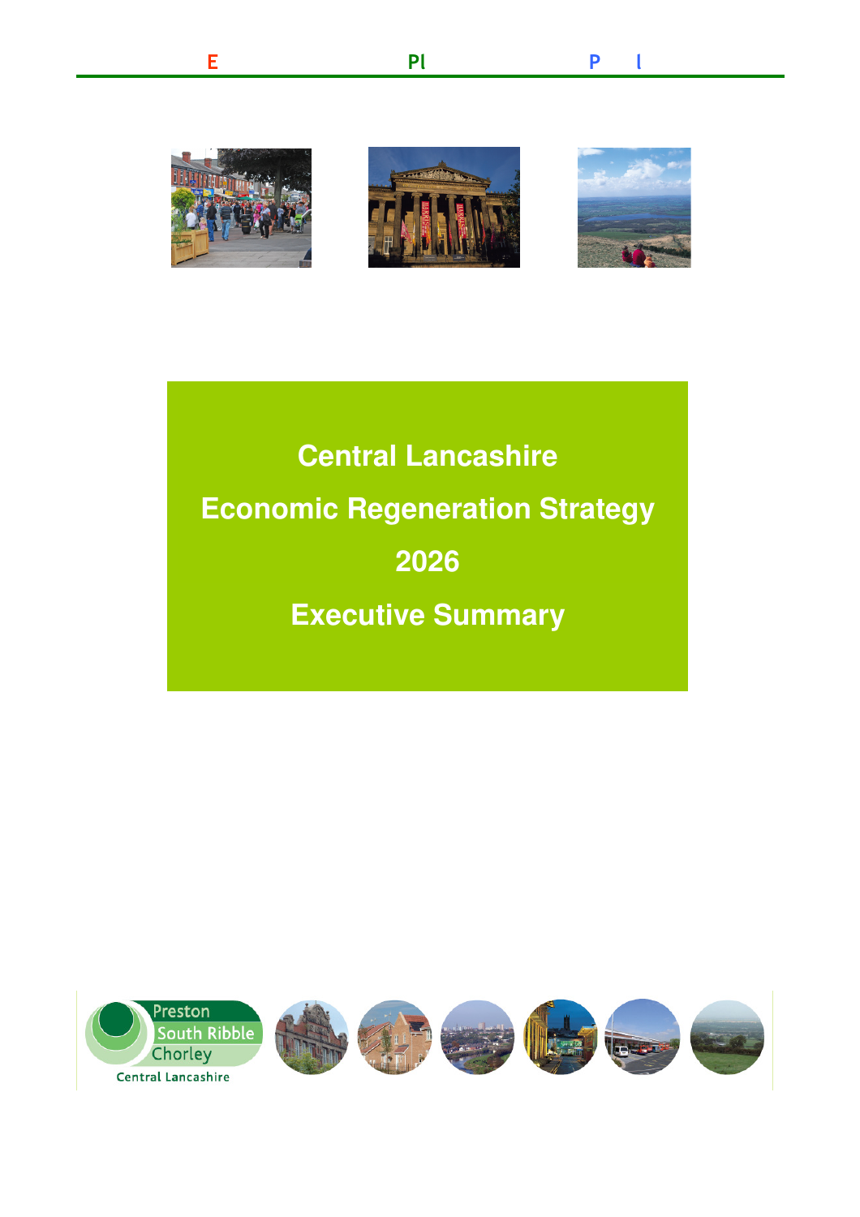E Pl P l

# Central Lancashire

# Economic Regeneration Strategy

# 2026

# Executive Summary

Preston
South Ribble
Chorley
Central Lancashire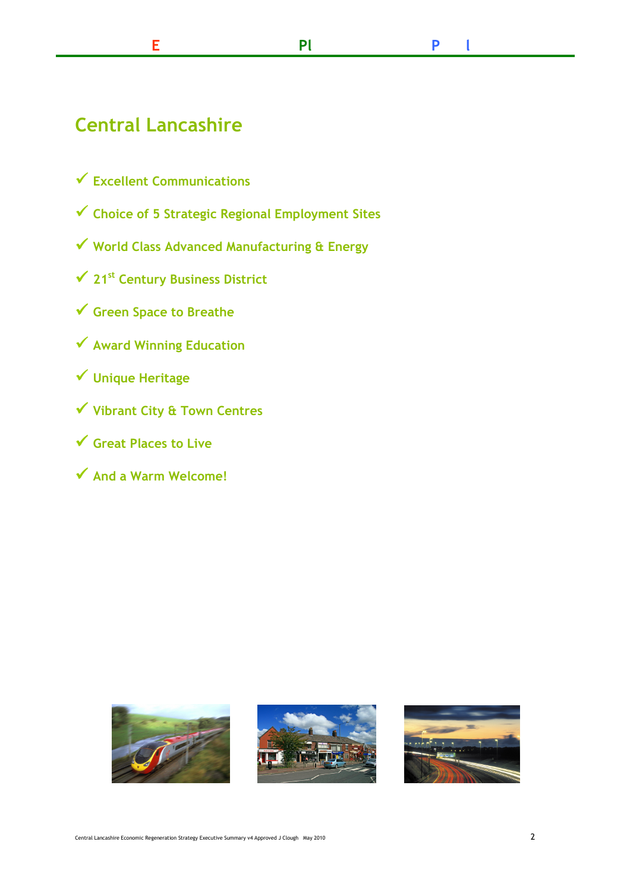# Central Lancashire

- ✓ Excellent Communications
- ✓ Choice of 5 Strategic Regional Employment Sites
- ✓ World Class Advanced Manufacturing & Energy
- ✓ 21st Century Business District
- ✓ Green Space to Breathe
- ✓ Award Winning Education
- ✓ Unique Heritage
- ✓ Vibrant City & Town Centres
- ✓ Great Places to Live
- ✓ And a Warm Welcome!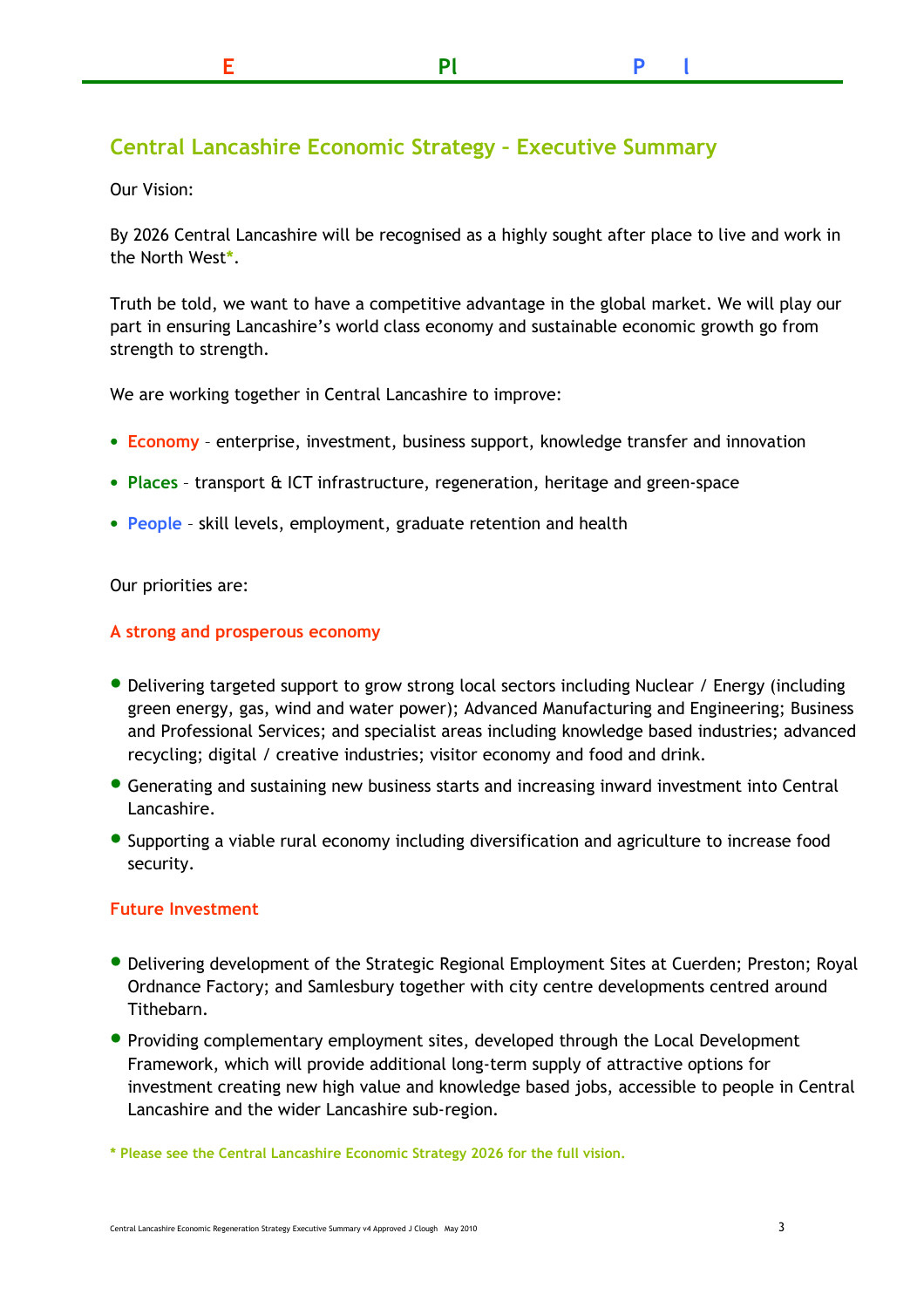## Central Lancashire Economic Strategy – Executive Summary

Our Vision:

By 2026 Central Lancashire will be recognised as a highly sought after place to live and work in the North West*.

Truth be told, we want to have a competitive advantage in the global market. We will play our part in ensuring Lancashire's world class economy and sustainable economic growth go from strength to strength.

We are working together in Central Lancashire to improve:

- **Economy** – enterprise, investment, business support, knowledge transfer and innovation
- **Places** – transport & ICT infrastructure, regeneration, heritage and green-space
- **People** – skill levels, employment, graduate retention and health

Our priorities are:

### A strong and prosperous economy

- Delivering targeted support to grow strong local sectors including Nuclear / Energy (including green energy, gas, wind and water power); Advanced Manufacturing and Engineering; Business and Professional Services; and specialist areas including knowledge based industries; advanced recycling; digital / creative industries; visitor economy and food and drink.
- Generating and sustaining new business starts and increasing inward investment into Central Lancashire.
- Supporting a viable rural economy including diversification and agriculture to increase food security.

### Future Investment

- Delivering development of the Strategic Regional Employment Sites at Cuerden; Preston; Royal Ordnance Factory; and Samlesbury together with city centre developments centred around Tithebarn.
- Providing complementary employment sites, developed through the Local Development Framework, which will provide additional long-term supply of attractive options for investment creating new high value and knowledge based jobs, accessible to people in Central Lancashire and the wider Lancashire sub-region.

**\* Please see the Central Lancashire Economic Strategy 2026 for the full vision.**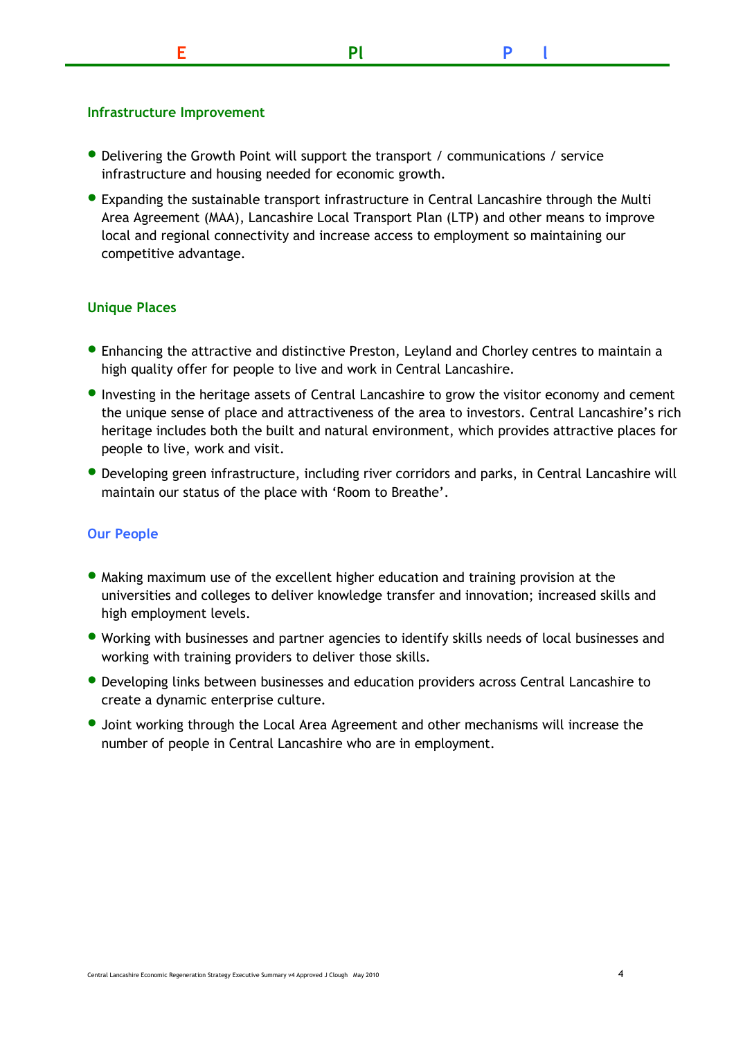### Infrastructure Improvement

- Delivering the Growth Point will support the transport / communications / service infrastructure and housing needed for economic growth.
- Expanding the sustainable transport infrastructure in Central Lancashire through the Multi Area Agreement (MAA), Lancashire Local Transport Plan (LTP) and other means to improve local and regional connectivity and increase access to employment so maintaining our competitive advantage.

### Unique Places

- Enhancing the attractive and distinctive Preston, Leyland and Chorley centres to maintain a high quality offer for people to live and work in Central Lancashire.
- Investing in the heritage assets of Central Lancashire to grow the visitor economy and cement the unique sense of place and attractiveness of the area to investors. Central Lancashire's rich heritage includes both the built and natural environment, which provides attractive places for people to live, work and visit.
- Developing green infrastructure, including river corridors and parks, in Central Lancashire will maintain our status of the place with 'Room to Breathe'.

### Our People

- Making maximum use of the excellent higher education and training provision at the universities and colleges to deliver knowledge transfer and innovation; increased skills and high employment levels.
- Working with businesses and partner agencies to identify skills needs of local businesses and working with training providers to deliver those skills.
- Developing links between businesses and education providers across Central Lancashire to create a dynamic enterprise culture.
- Joint working through the Local Area Agreement and other mechanisms will increase the number of people in Central Lancashire who are in employment.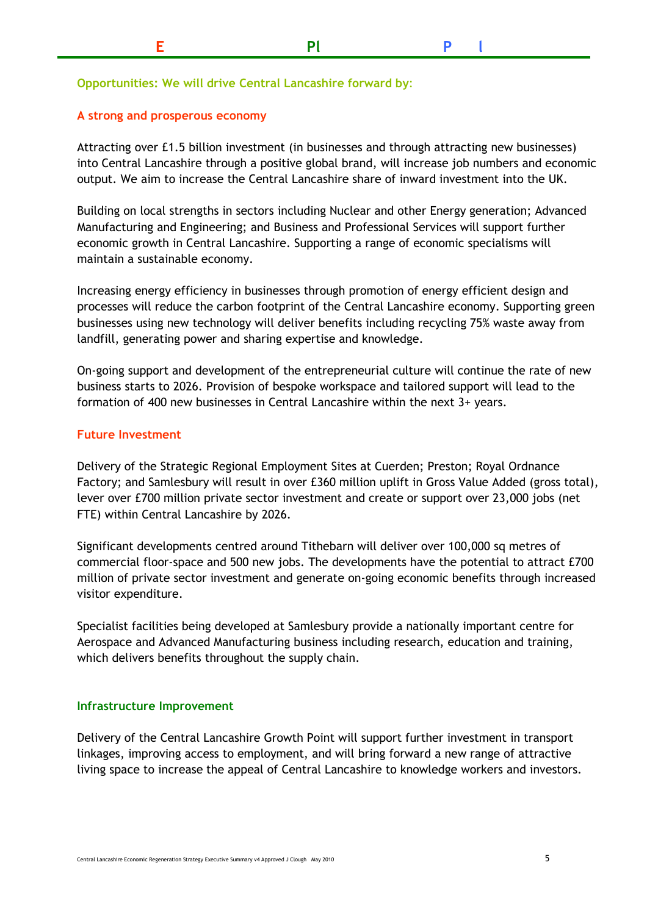## Opportunities: We will drive Central Lancashire forward by:

### A strong and prosperous economy

Attracting over £1.5 billion investment (in businesses and through attracting new businesses) into Central Lancashire through a positive global brand, will increase job numbers and economic output. We aim to increase the Central Lancashire share of inward investment into the UK.

Building on local strengths in sectors including Nuclear and other Energy generation; Advanced Manufacturing and Engineering; and Business and Professional Services will support further economic growth in Central Lancashire. Supporting a range of economic specialisms will maintain a sustainable economy.

Increasing energy efficiency in businesses through promotion of energy efficient design and processes will reduce the carbon footprint of the Central Lancashire economy. Supporting green businesses using new technology will deliver benefits including recycling 75% waste away from landfill, generating power and sharing expertise and knowledge.

On-going support and development of the entrepreneurial culture will continue the rate of new business starts to 2026. Provision of bespoke workspace and tailored support will lead to the formation of 400 new businesses in Central Lancashire within the next 3+ years.

### Future Investment

Delivery of the Strategic Regional Employment Sites at Cuerden; Preston; Royal Ordnance Factory; and Samlesbury will result in over £360 million uplift in Gross Value Added (gross total), lever over £700 million private sector investment and create or support over 23,000 jobs (net FTE) within Central Lancashire by 2026.

Significant developments centred around Tithebarn will deliver over 100,000 sq metres of commercial floor-space and 500 new jobs. The developments have the potential to attract £700 million of private sector investment and generate on-going economic benefits through increased visitor expenditure.

Specialist facilities being developed at Samlesbury provide a nationally important centre for Aerospace and Advanced Manufacturing business including research, education and training, which delivers benefits throughout the supply chain.

### Infrastructure Improvement

Delivery of the Central Lancashire Growth Point will support further investment in transport linkages, improving access to employment, and will bring forward a new range of attractive living space to increase the appeal of Central Lancashire to knowledge workers and investors.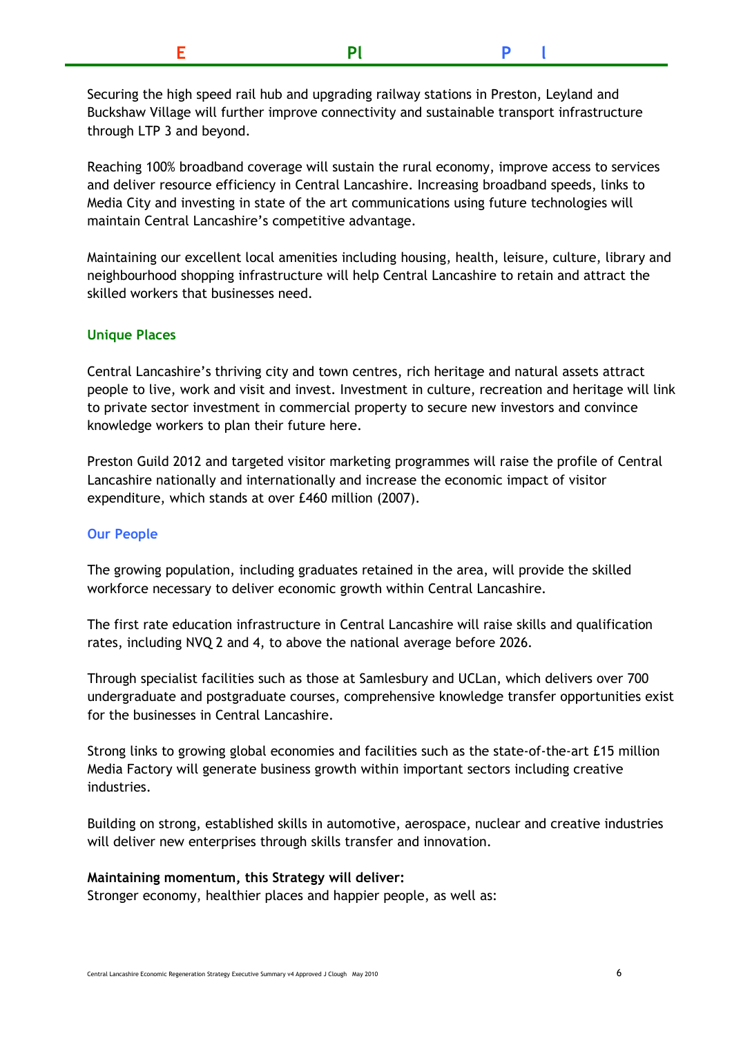Securing the high speed rail hub and upgrading railway stations in Preston, Leyland and Buckshaw Village will further improve connectivity and sustainable transport infrastructure through LTP 3 and beyond.

Reaching 100% broadband coverage will sustain the rural economy, improve access to services and deliver resource efficiency in Central Lancashire. Increasing broadband speeds, links to Media City and investing in state of the art communications using future technologies will maintain Central Lancashire's competitive advantage.

Maintaining our excellent local amenities including housing, health, leisure, culture, library and neighbourhood shopping infrastructure will help Central Lancashire to retain and attract the skilled workers that businesses need.

### Unique Places

Central Lancashire's thriving city and town centres, rich heritage and natural assets attract people to live, work and visit and invest. Investment in culture, recreation and heritage will link to private sector investment in commercial property to secure new investors and convince knowledge workers to plan their future here.

Preston Guild 2012 and targeted visitor marketing programmes will raise the profile of Central Lancashire nationally and internationally and increase the economic impact of visitor expenditure, which stands at over £460 million (2007).

### Our People

The growing population, including graduates retained in the area, will provide the skilled workforce necessary to deliver economic growth within Central Lancashire.

The first rate education infrastructure in Central Lancashire will raise skills and qualification rates, including NVQ 2 and 4, to above the national average before 2026.

Through specialist facilities such as those at Samlesbury and UCLan, which delivers over 700 undergraduate and postgraduate courses, comprehensive knowledge transfer opportunities exist for the businesses in Central Lancashire.

Strong links to growing global economies and facilities such as the state-of-the-art £15 million Media Factory will generate business growth within important sectors including creative industries.

Building on strong, established skills in automotive, aerospace, nuclear and creative industries will deliver new enterprises through skills transfer and innovation.

**Maintaining momentum, this Strategy will deliver:**
Stronger economy, healthier places and happier people, as well as: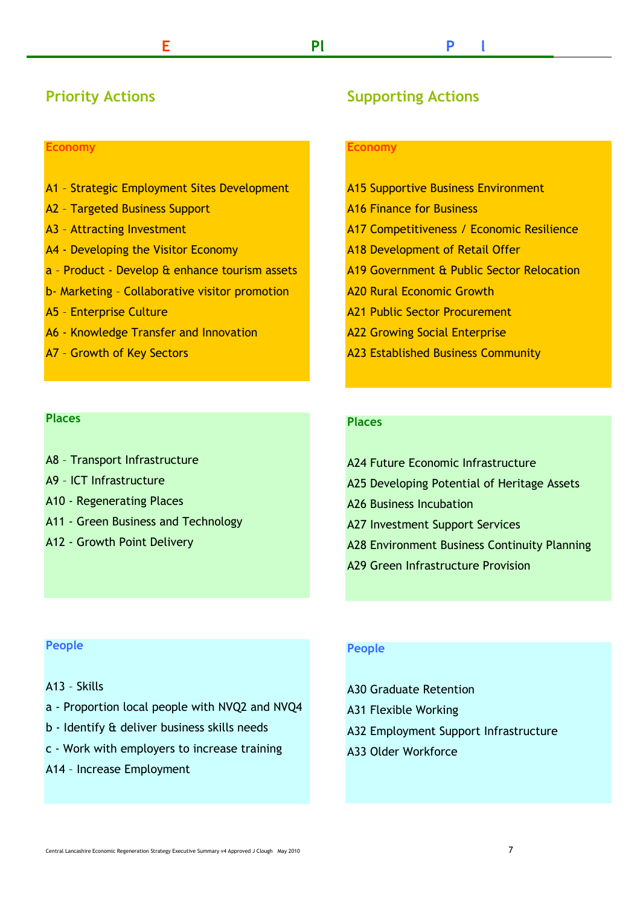E Pl P l

## Priority Actions

### Economy

A1 – Strategic Employment Sites Development

A2 – Targeted Business Support

A3 – Attracting Investment

A4 - Developing the Visitor Economy

a - Product - Develop & enhance tourism assets

b- Marketing – Collaborative visitor promotion

A5 – Enterprise Culture

A6 – Knowledge Transfer and Innovation

A7 – Growth of Key Sectors

### Places

A8 – Transport Infrastructure

A9 – ICT Infrastructure

A10 - Regenerating Places

A11 - Green Business and Technology

A12 - Growth Point Delivery

### People

A13 – Skills

a - Proportion local people with NVQ2 and NVQ4

b - Identify & deliver business skills needs

c - Work with employers to increase training

A14 – Increase Employment

## Supporting Actions

### Economy

A15 Supportive Business Environment

A16 Finance for Business

A17 Competitiveness / Economic Resilience

A18 Development of Retail Offer

A19 Government & Public Sector Relocation

A20 Rural Economic Growth

A21 Public Sector Procurement

A22 Growing Social Enterprise

A23 Established Business Community

### Places

A24 Future Economic Infrastructure

A25 Developing Potential of Heritage Assets

A26 Business Incubation

A27 Investment Support Services

A28 Environment Business Continuity Planning

A29 Green Infrastructure Provision

### People

A30 Graduate Retention

A31 Flexible Working

A32 Employment Support Infrastructure

A33 Older Workforce